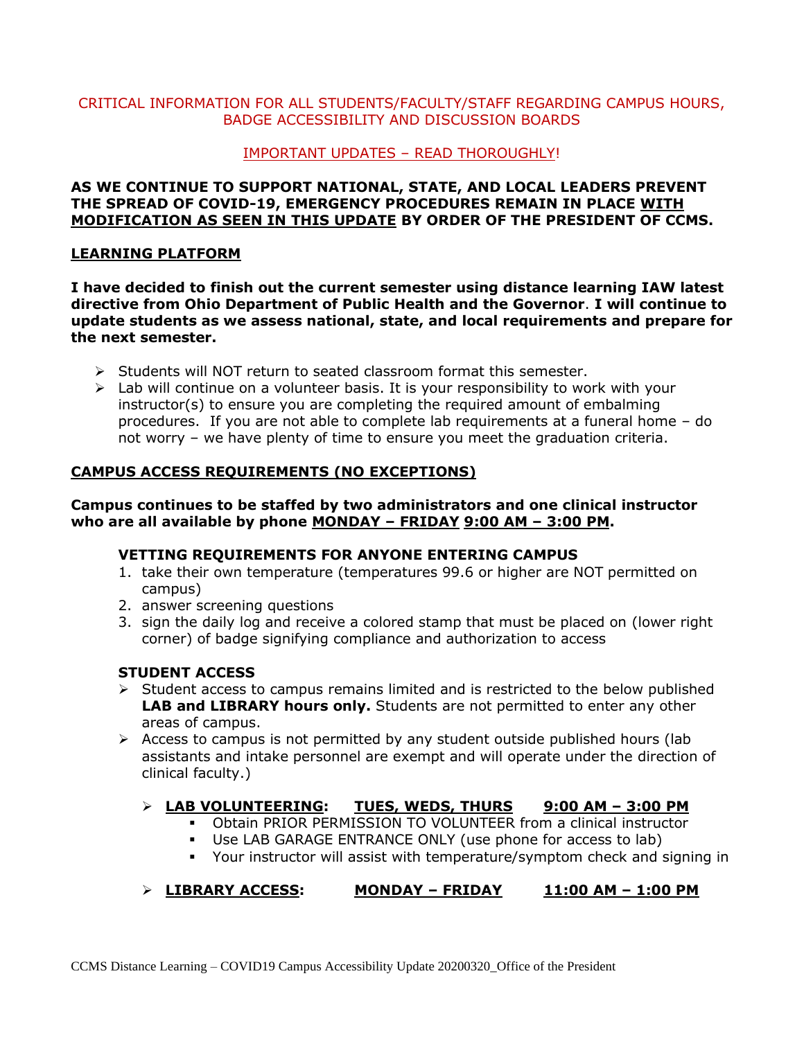CRITICAL INFORMATION FOR ALL STUDENTS/FACULTY/STAFF REGARDING CAMPUS HOURS, BADGE ACCESSIBILITY AND DISCUSSION BOARDS

IMPORTANT UPDATES – READ THOROUGHLY!

**AS WE CONTINUE TO SUPPORT NATIONAL, STATE, AND LOCAL LEADERS PREVENT THE SPREAD OF COVID-19, EMERGENCY PROCEDURES REMAIN IN PLACE WITH MODIFICATION AS SEEN IN THIS UPDATE BY ORDER OF THE PRESIDENT OF CCMS.**

## LEARNING PLATFORM

**I have decided to finish out the current semester using distance learning IAW latest directive from Ohio Department of Public Health and the Governor. I will continue to update students as we assess national, state, and local requirements and prepare for the next semester.**

- Students will NOT return to seated classroom format this semester.
- Lab will continue on a volunteer basis. It is your responsibility to work with your instructor(s) to ensure you are completing the required amount of embalming procedures. If you are not able to complete lab requirements at a funeral home – do not worry – we have plenty of time to ensure you meet the graduation criteria.

## CAMPUS ACCESS REQUIREMENTS (NO EXCEPTIONS)

**Campus continues to be staffed by two administrators and one clinical instructor who are all available by phone MONDAY – FRIDAY 9:00 AM – 3:00 PM.**

### VETTING REQUIREMENTS FOR ANYONE ENTERING CAMPUS

1. take their own temperature (temperatures 99.6 or higher are NOT permitted on campus)
2. answer screening questions
3. sign the daily log and receive a colored stamp that must be placed on (lower right corner) of badge signifying compliance and authorization to access

### STUDENT ACCESS

- Student access to campus remains limited and is restricted to the below published **LAB and LIBRARY hours only.** Students are not permitted to enter any other areas of campus.
- Access to campus is not permitted by any student outside published hours (lab assistants and intake personnel are exempt and will operate under the direction of clinical faculty.)

- **LAB VOLUNTEERING: TUES, WEDS, THURS 9:00 AM – 3:00 PM**
  - Obtain PRIOR PERMISSION TO VOLUNTEER from a clinical instructor
  - Use LAB GARAGE ENTRANCE ONLY (use phone for access to lab)
  - Your instructor will assist with temperature/symptom check and signing in

- **LIBRARY ACCESS: MONDAY – FRIDAY 11:00 AM – 1:00 PM**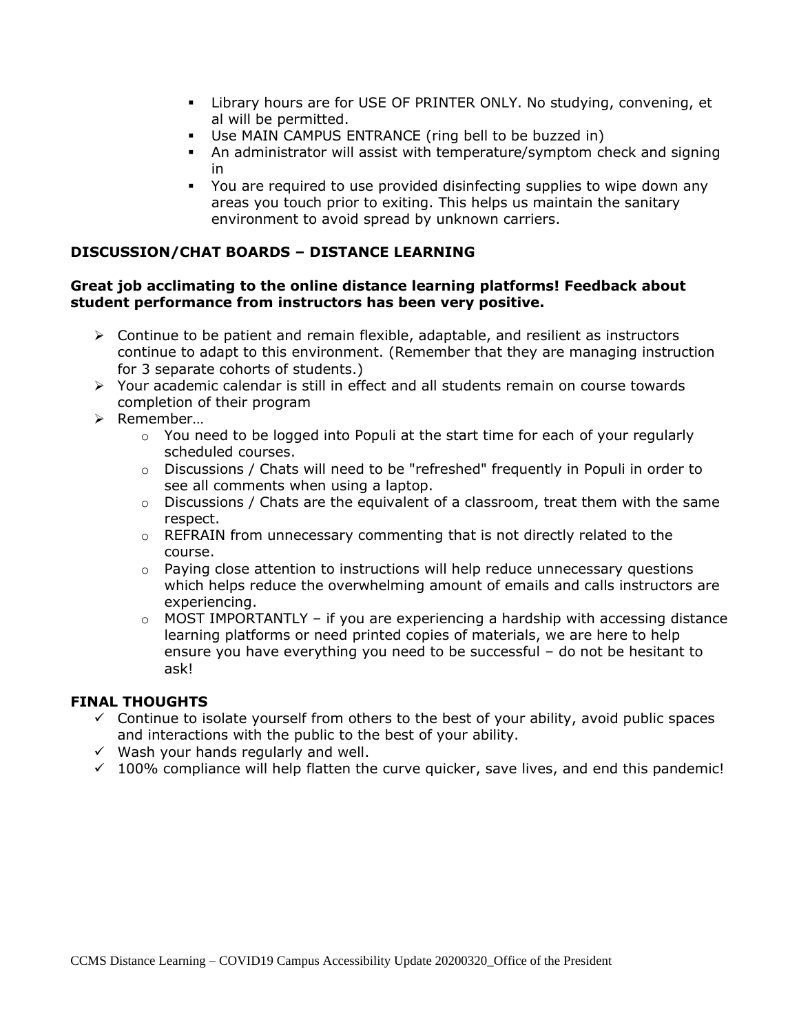- Library hours are for USE OF PRINTER ONLY. No studying, convening, et al will be permitted.
- Use MAIN CAMPUS ENTRANCE (ring bell to be buzzed in)
- An administrator will assist with temperature/symptom check and signing in
- You are required to use provided disinfecting supplies to wipe down any areas you touch prior to exiting. This helps us maintain the sanitary environment to avoid spread by unknown carriers.

## DISCUSSION/CHAT BOARDS – DISTANCE LEARNING

**Great job acclimating to the online distance learning platforms! Feedback about student performance from instructors has been very positive.**

- Continue to be patient and remain flexible, adaptable, and resilient as instructors continue to adapt to this environment. (Remember that they are managing instruction for 3 separate cohorts of students.)
- Your academic calendar is still in effect and all students remain on course towards completion of their program
- Remember…
  - You need to be logged into Populi at the start time for each of your regularly scheduled courses.
  - Discussions / Chats will need to be "refreshed" frequently in Populi in order to see all comments when using a laptop.
  - Discussions / Chats are the equivalent of a classroom, treat them with the same respect.
  - REFRAIN from unnecessary commenting that is not directly related to the course.
  - Paying close attention to instructions will help reduce unnecessary questions which helps reduce the overwhelming amount of emails and calls instructors are experiencing.
  - MOST IMPORTANTLY – if you are experiencing a hardship with accessing distance learning platforms or need printed copies of materials, we are here to help ensure you have everything you need to be successful – do not be hesitant to ask!

## FINAL THOUGHTS

- ✓ Continue to isolate yourself from others to the best of your ability, avoid public spaces and interactions with the public to the best of your ability.
- ✓ Wash your hands regularly and well.
- ✓ 100% compliance will help flatten the curve quicker, save lives, and end this pandemic!